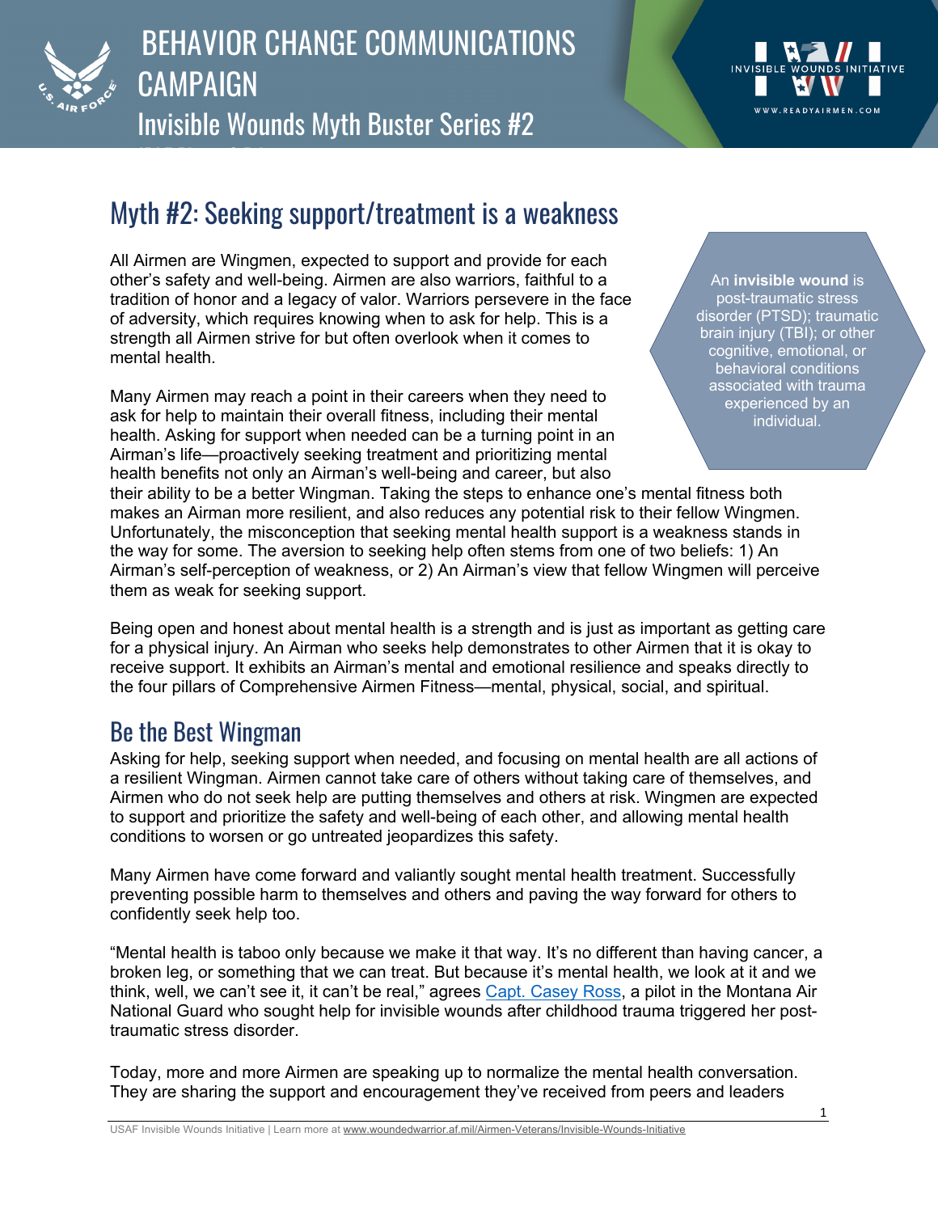# BEHAVIOR CHANGE COMMUNICATIONS CAMPAIGN

Invisible Wounds Myth Buster Series #2

## Myth #2: Seeking support/treatment is a weakness

An **invisible wound** is post-traumatic stress disorder (PTSD); traumatic brain injury (TBI); or other cognitive, emotional, or behavioral conditions associated with trauma experienced by an individual.

All Airmen are Wingmen, expected to support and provide for each other's safety and well-being. Airmen are also warriors, faithful to a tradition of honor and a legacy of valor. Warriors persevere in the face of adversity, which requires knowing when to ask for help. This is a strength all Airmen strive for but often overlook when it comes to mental health.

Many Airmen may reach a point in their careers when they need to ask for help to maintain their overall fitness, including their mental health. Asking for support when needed can be a turning point in an Airman's life—proactively seeking treatment and prioritizing mental health benefits not only an Airman's well-being and career, but also their ability to be a better Wingman. Taking the steps to enhance one's mental fitness both makes an Airman more resilient, and also reduces any potential risk to their fellow Wingmen. Unfortunately, the misconception that seeking mental health support is a weakness stands in the way for some. The aversion to seeking help often stems from one of two beliefs: 1) An Airman's self-perception of weakness, or 2) An Airman's view that fellow Wingmen will perceive them as weak for seeking support.

Being open and honest about mental health is a strength and is just as important as getting care for a physical injury. An Airman who seeks help demonstrates to other Airmen that it is okay to receive support. It exhibits an Airman's mental and emotional resilience and speaks directly to the four pillars of Comprehensive Airmen Fitness—mental, physical, social, and spiritual.

## Be the Best Wingman

Asking for help, seeking support when needed, and focusing on mental health are all actions of a resilient Wingman. Airmen cannot take care of others without taking care of themselves, and Airmen who do not seek help are putting themselves and others at risk. Wingmen are expected to support and prioritize the safety and well-being of each other, and allowing mental health conditions to worsen or go untreated jeopardizes this safety.

Many Airmen have come forward and valiantly sought mental health treatment. Successfully preventing possible harm to themselves and others and paving the way forward for others to confidently seek help too.

"Mental health is taboo only because we make it that way. It's no different than having cancer, a broken leg, or something that we can treat. But because it's mental health, we look at it and we think, well, we can't see it, it can't be real," agrees Capt. Casey Ross, a pilot in the Montana Air National Guard who sought help for invisible wounds after childhood trauma triggered her post-traumatic stress disorder.

Today, more and more Airmen are speaking up to normalize the mental health conversation. They are sharing the support and encouragement they've received from peers and leaders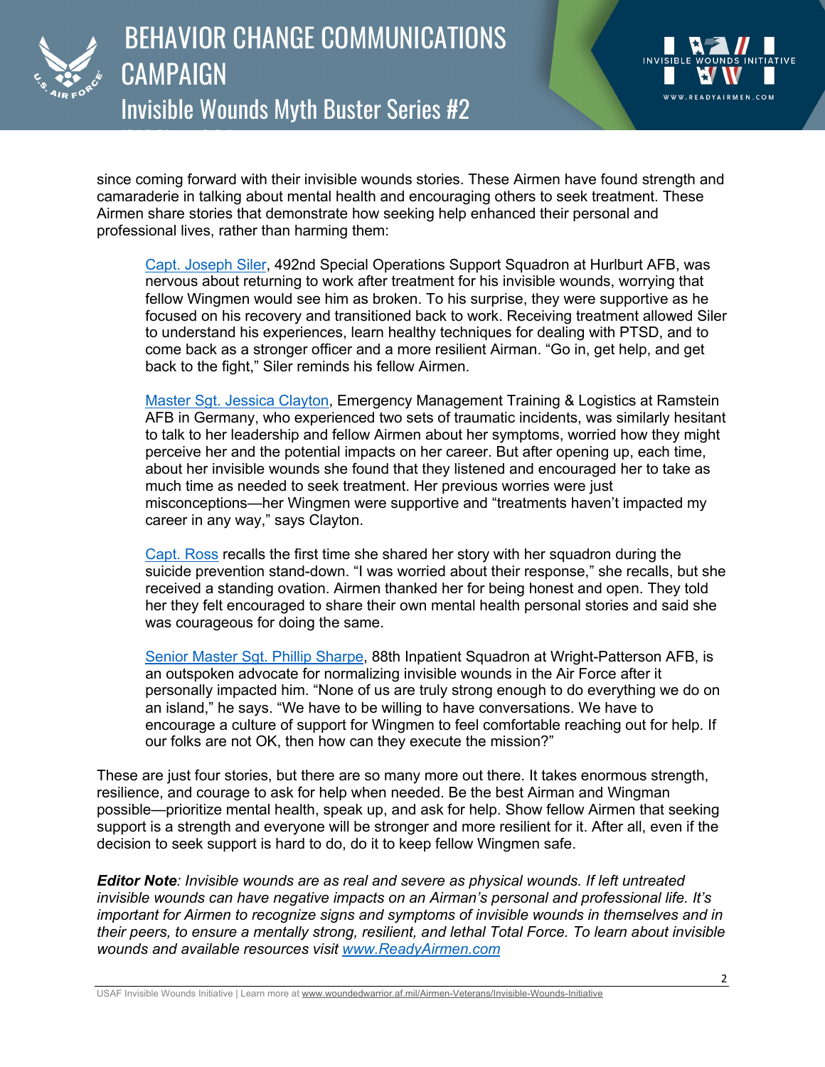since coming forward with their invisible wounds stories. These Airmen have found strength and camaraderie in talking about mental health and encouraging others to seek treatment. These Airmen share stories that demonstrate how seeking help enhanced their personal and professional lives, rather than harming them:

> [Capt. Joseph Siler](), 492nd Special Operations Support Squadron at Hurlburt AFB, was nervous about returning to work after treatment for his invisible wounds, worrying that fellow Wingmen would see him as broken. To his surprise, they were supportive as he focused on his recovery and transitioned back to work. Receiving treatment allowed Siler to understand his experiences, learn healthy techniques for dealing with PTSD, and to come back as a stronger officer and a more resilient Airman. "Go in, get help, and get back to the fight," Siler reminds his fellow Airmen.
>
> [Master Sgt. Jessica Clayton](), Emergency Management Training & Logistics at Ramstein AFB in Germany, who experienced two sets of traumatic incidents, was similarly hesitant to talk to her leadership and fellow Airmen about her symptoms, worried how they might perceive her and the potential impacts on her career. But after opening up, each time, about her invisible wounds she found that they listened and encouraged her to take as much time as needed to seek treatment. Her previous worries were just misconceptions—her Wingmen were supportive and "treatments haven't impacted my career in any way," says Clayton.
>
> [Capt. Ross]() recalls the first time she shared her story with her squadron during the suicide prevention stand-down. "I was worried about their response," she recalls, but she received a standing ovation. Airmen thanked her for being honest and open. They told her they felt encouraged to share their own mental health personal stories and said she was courageous for doing the same.
>
> [Senior Master Sgt. Phillip Sharpe](), 88th Inpatient Squadron at Wright-Patterson AFB, is an outspoken advocate for normalizing invisible wounds in the Air Force after it personally impacted him. "None of us are truly strong enough to do everything we do on an island," he says. "We have to be willing to have conversations. We have to encourage a culture of support for Wingmen to feel comfortable reaching out for help. If our folks are not OK, then how can they execute the mission?"

These are just four stories, but there are so many more out there. It takes enormous strength, resilience, and courage to ask for help when needed. Be the best Airman and Wingman possible—prioritize mental health, speak up, and ask for help. Show fellow Airmen that seeking support is a strength and everyone will be stronger and more resilient for it. After all, even if the decision to seek support is hard to do, do it to keep fellow Wingmen safe.

***Editor Note**: Invisible wounds are as real and severe as physical wounds. If left untreated invisible wounds can have negative impacts on an Airman's personal and professional life. It's important for Airmen to recognize signs and symptoms of invisible wounds in themselves and in their peers, to ensure a mentally strong, resilient, and lethal Total Force. To learn about invisible wounds and available resources visit [www.ReadyAirmen.com](http://www.ReadyAirmen.com)*